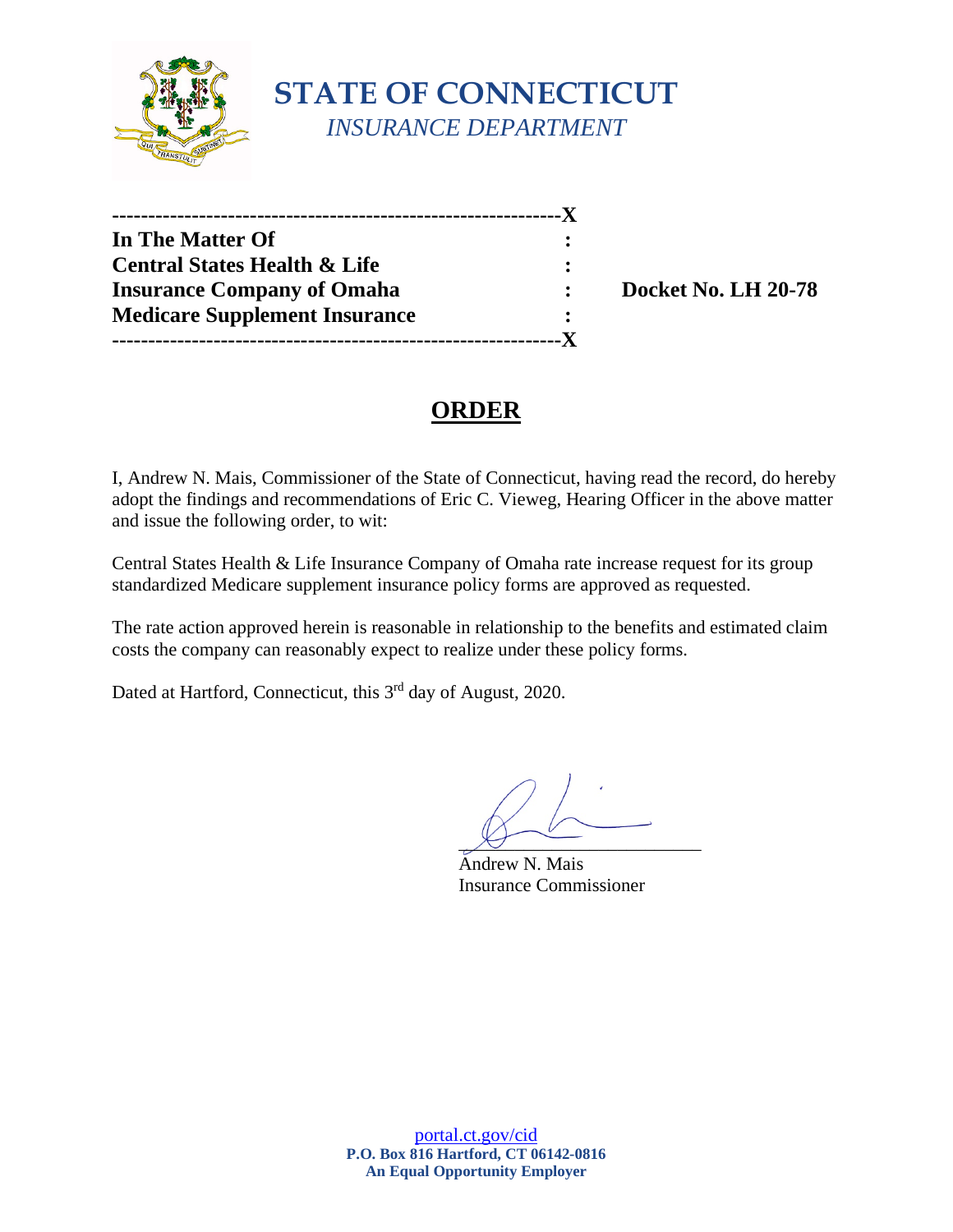# STATE OF CONNECTICUT
*INSURANCE DEPARTMENT*

| In The Matter Of | : | |
|---|---|---|
| Central States Health & Life | : | |
| Insurance Company of Omaha | : | **Docket No. LH 20-78** |
| Medicare Supplement Insurance | : | |

## ORDER

I, Andrew N. Mais, Commissioner of the State of Connecticut, having read the record, do hereby adopt the findings and recommendations of Eric C. Vieweg, Hearing Officer in the above matter and issue the following order, to wit:

Central States Health & Life Insurance Company of Omaha rate increase request for its group standardized Medicare supplement insurance policy forms are approved as requested.

The rate action approved herein is reasonable in relationship to the benefits and estimated claim costs the company can reasonably expect to realize under these policy forms.

Dated at Hartford, Connecticut, this 3rd day of August, 2020.

Andrew N. Mais
Insurance Commissioner

portal.ct.gov/cid
**P.O. Box 816 Hartford, CT 06142-0816**
**An Equal Opportunity Employer**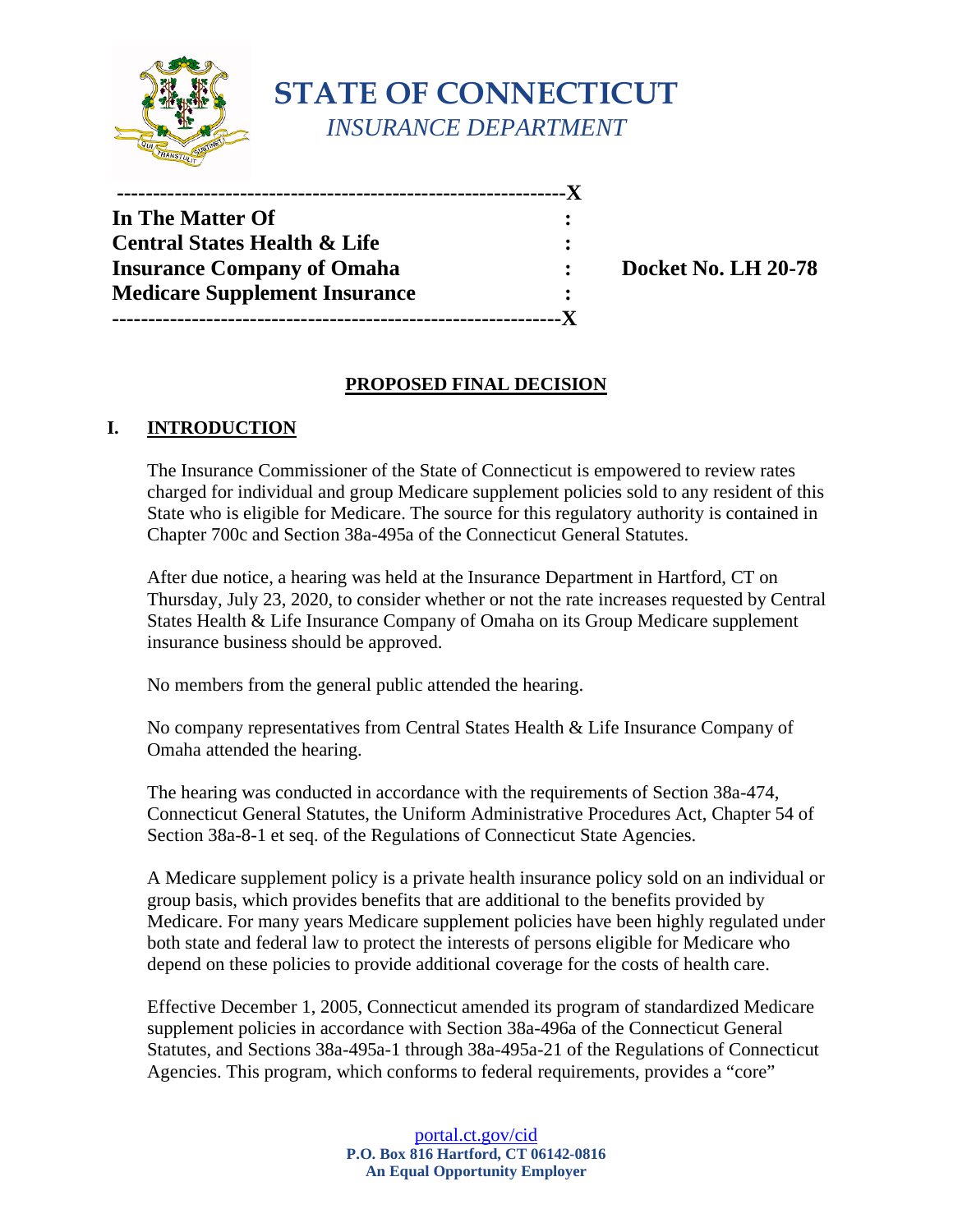# STATE OF CONNECTICUT

*INSURANCE DEPARTMENT*

```
-------------------------------------------------------------X
In The Matter Of                                      :
Central States Health & Life                          :
Insurance Company of Omaha                            :    Docket No. LH 20-78
Medicare Supplement Insurance                         :
-------------------------------------------------------------X
```

## PROPOSED FINAL DECISION

## I. INTRODUCTION

The Insurance Commissioner of the State of Connecticut is empowered to review rates charged for individual and group Medicare supplement policies sold to any resident of this State who is eligible for Medicare. The source for this regulatory authority is contained in Chapter 700c and Section 38a-495a of the Connecticut General Statutes.

After due notice, a hearing was held at the Insurance Department in Hartford, CT on Thursday, July 23, 2020, to consider whether or not the rate increases requested by Central States Health & Life Insurance Company of Omaha on its Group Medicare supplement insurance business should be approved.

No members from the general public attended the hearing.

No company representatives from Central States Health & Life Insurance Company of Omaha attended the hearing.

The hearing was conducted in accordance with the requirements of Section 38a-474, Connecticut General Statutes, the Uniform Administrative Procedures Act, Chapter 54 of Section 38a-8-1 et seq. of the Regulations of Connecticut State Agencies.

A Medicare supplement policy is a private health insurance policy sold on an individual or group basis, which provides benefits that are additional to the benefits provided by Medicare. For many years Medicare supplement policies have been highly regulated under both state and federal law to protect the interests of persons eligible for Medicare who depend on these policies to provide additional coverage for the costs of health care.

Effective December 1, 2005, Connecticut amended its program of standardized Medicare supplement policies in accordance with Section 38a-496a of the Connecticut General Statutes, and Sections 38a-495a-1 through 38a-495a-21 of the Regulations of Connecticut Agencies. This program, which conforms to federal requirements, provides a "core"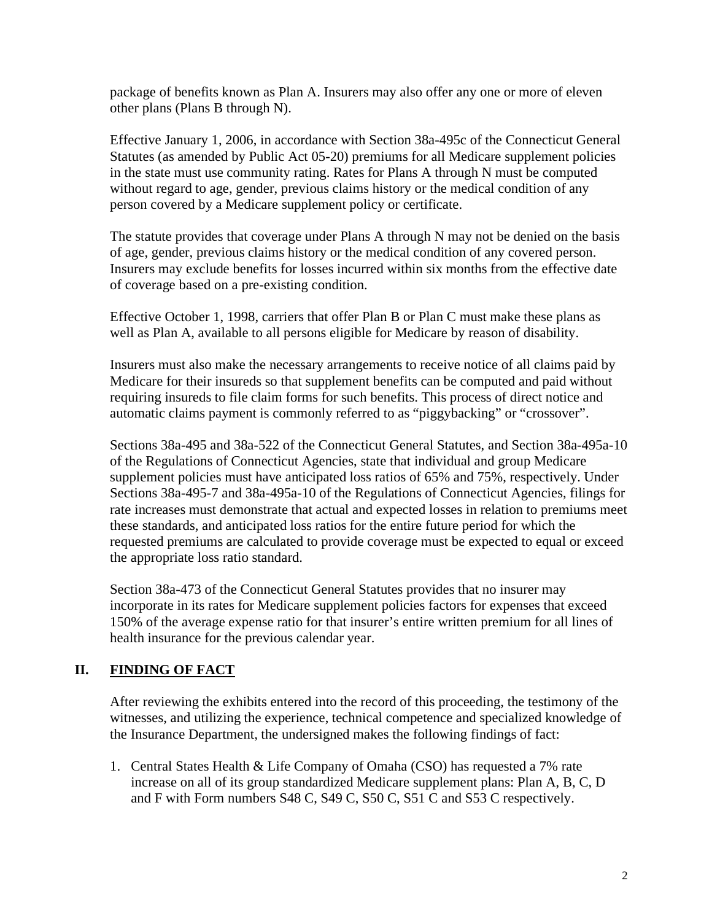package of benefits known as Plan A. Insurers may also offer any one or more of eleven other plans (Plans B through N).

Effective January 1, 2006, in accordance with Section 38a-495c of the Connecticut General Statutes (as amended by Public Act 05-20) premiums for all Medicare supplement policies in the state must use community rating. Rates for Plans A through N must be computed without regard to age, gender, previous claims history or the medical condition of any person covered by a Medicare supplement policy or certificate.

The statute provides that coverage under Plans A through N may not be denied on the basis of age, gender, previous claims history or the medical condition of any covered person. Insurers may exclude benefits for losses incurred within six months from the effective date of coverage based on a pre-existing condition.

Effective October 1, 1998, carriers that offer Plan B or Plan C must make these plans as well as Plan A, available to all persons eligible for Medicare by reason of disability.

Insurers must also make the necessary arrangements to receive notice of all claims paid by Medicare for their insureds so that supplement benefits can be computed and paid without requiring insureds to file claim forms for such benefits. This process of direct notice and automatic claims payment is commonly referred to as "piggybacking" or "crossover".

Sections 38a-495 and 38a-522 of the Connecticut General Statutes, and Section 38a-495a-10 of the Regulations of Connecticut Agencies, state that individual and group Medicare supplement policies must have anticipated loss ratios of 65% and 75%, respectively. Under Sections 38a-495-7 and 38a-495a-10 of the Regulations of Connecticut Agencies, filings for rate increases must demonstrate that actual and expected losses in relation to premiums meet these standards, and anticipated loss ratios for the entire future period for which the requested premiums are calculated to provide coverage must be expected to equal or exceed the appropriate loss ratio standard.

Section 38a-473 of the Connecticut General Statutes provides that no insurer may incorporate in its rates for Medicare supplement policies factors for expenses that exceed 150% of the average expense ratio for that insurer's entire written premium for all lines of health insurance for the previous calendar year.

## II. FINDING OF FACT

After reviewing the exhibits entered into the record of this proceeding, the testimony of the witnesses, and utilizing the experience, technical competence and specialized knowledge of the Insurance Department, the undersigned makes the following findings of fact:

1. Central States Health & Life Company of Omaha (CSO) has requested a 7% rate increase on all of its group standardized Medicare supplement plans: Plan A, B, C, D and F with Form numbers S48 C, S49 C, S50 C, S51 C and S53 C respectively.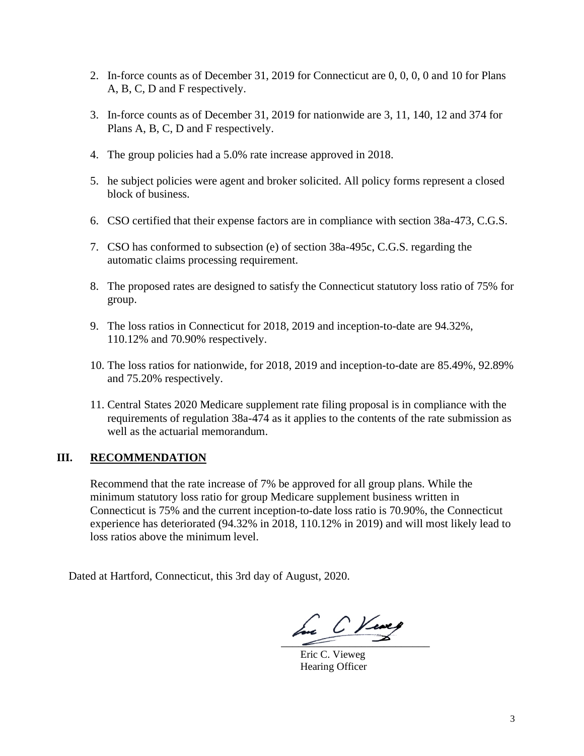2. In-force counts as of December 31, 2019 for Connecticut are 0, 0, 0, 0 and 10 for Plans A, B, C, D and F respectively.

3. In-force counts as of December 31, 2019 for nationwide are 3, 11, 140, 12 and 374 for Plans A, B, C, D and F respectively.

4. The group policies had a 5.0% rate increase approved in 2018.

5. he subject policies were agent and broker solicited. All policy forms represent a closed block of business.

6. CSO certified that their expense factors are in compliance with section 38a-473, C.G.S.

7. CSO has conformed to subsection (e) of section 38a-495c, C.G.S. regarding the automatic claims processing requirement.

8. The proposed rates are designed to satisfy the Connecticut statutory loss ratio of 75% for group.

9. The loss ratios in Connecticut for 2018, 2019 and inception-to-date are 94.32%, 110.12% and 70.90% respectively.

10. The loss ratios for nationwide, for 2018, 2019 and inception-to-date are 85.49%, 92.89% and 75.20% respectively.

11. Central States 2020 Medicare supplement rate filing proposal is in compliance with the requirements of regulation 38a-474 as it applies to the contents of the rate submission as well as the actuarial memorandum.

## III. RECOMMENDATION

Recommend that the rate increase of 7% be approved for all group plans. While the minimum statutory loss ratio for group Medicare supplement business written in Connecticut is 75% and the current inception-to-date loss ratio is 70.90%, the Connecticut experience has deteriorated (94.32% in 2018, 110.12% in 2019) and will most likely lead to loss ratios above the minimum level.

Dated at Hartford, Connecticut, this 3rd day of August, 2020.

Eric C. Vieweg
Hearing Officer